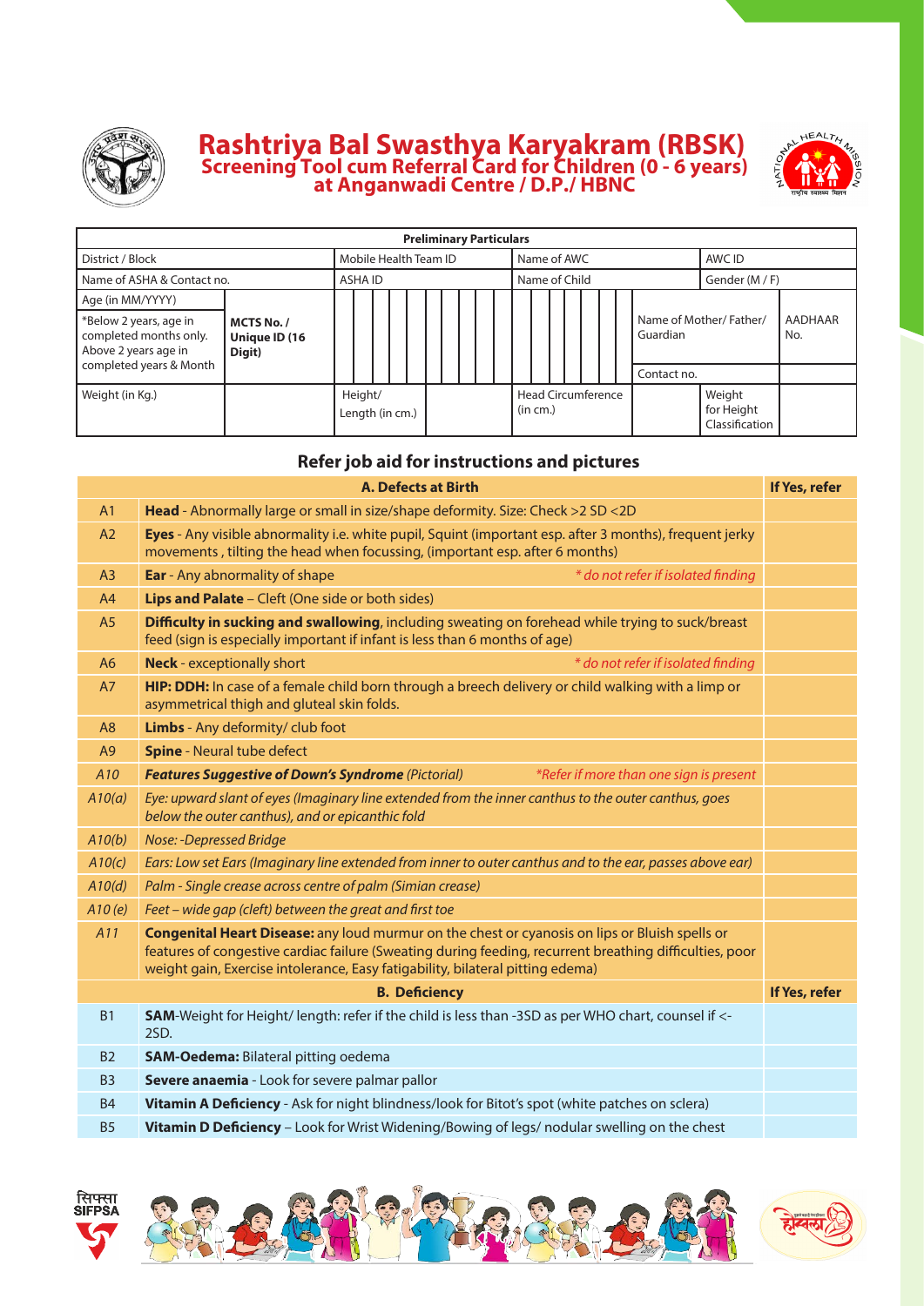# Rashtriya Bal Swasthya Karyakram (RBSK)

## Screening Tool cum Referral Card for Children (0 - 6 years) at Anganwadi Centre / D.P./ HBNC

| Preliminary Particulars | | | | | | |
|---|---|---|---|---|---|---|
| District / Block | | Mobile Health Team ID | Name of AWC | | AWC ID | |
| Name of ASHA & Contact no. | | ASHA ID | Name of Child | | Gender (M / F) | |
| Age (in MM/YYYY)<br>*Below 2 years, age in completed months only. Above 2 years age in completed years & Month | **MCTS No. / Unique ID (16 Digit)** | | | | Name of Mother/ Father/ Guardian | AADHAAR No. |
| | | | | | Contact no. | |
| Weight (in Kg.) | | Height/ Length (in cm.) | Head Circumference (in cm.) | | Weight for Height Classification | |

### Refer job aid for instructions and pictures

| | A. Defects at Birth | If Yes, refer |
|---|---|---|
| A1 | **Head** - Abnormally large or small in size/shape deformity. Size: Check >2 SD <2D | |
| A2 | **Eyes** - Any visible abnormality i.e. white pupil, Squint (important esp. after 3 months), frequent jerky movements , tilting the head when focussing, (important esp. after 6 months) | |
| A3 | **Ear** - Any abnormality of shape *\* do not refer if isolated finding* | |
| A4 | **Lips and Palate** – Cleft (One side or both sides) | |
| A5 | **Difficulty in sucking and swallowing**, including sweating on forehead while trying to suck/breast feed (sign is especially important if infant is less than 6 months of age) | |
| A6 | **Neck** - exceptionally short *\* do not refer if isolated finding* | |
| A7 | **HIP: DDH:** In case of a female child born through a breech delivery or child walking with a limp or asymmetrical thigh and gluteal skin folds. | |
| A8 | **Limbs** - Any deformity/ club foot | |
| A9 | **Spine** - Neural tube defect | |
| *A10* | ***Features Suggestive of Down's Syndrome** (Pictorial) \*Refer if more than one sign is present* | |
| *A10(a)* | *Eye: upward slant of eyes (Imaginary line extended from the inner canthus to the outer canthus, goes below the outer canthus), and or epicanthic fold* | |
| *A10(b)* | *Nose: -Depressed Bridge* | |
| *A10(c)* | *Ears: Low set Ears (Imaginary line extended from inner to outer canthus and to the ear, passes above ear)* | |
| *A10(d)* | *Palm - Single crease across centre of palm (Simian crease)* | |
| *A10 (e)* | *Feet – wide gap (cleft) between the great and first toe* | |
| *A11* | **Congenital Heart Disease:** any loud murmur on the chest or cyanosis on lips or Bluish spells or features of congestive cardiac failure (Sweating during feeding, recurrent breathing difficulties, poor weight gain, Exercise intolerance, Easy fatigability, bilateral pitting edema) | |

| | B. Deficiency | If Yes, refer |
|---|---|---|
| B1 | **SAM**-Weight for Height/ length: refer if the child is less than -3SD as per WHO chart, counsel if <-2SD. | |
| B2 | **SAM-Oedema:** Bilateral pitting oedema | |
| B3 | **Severe anaemia** - Look for severe palmar pallor | |
| B4 | **Vitamin A Deficiency** - Ask for night blindness/look for Bitot's spot (white patches on sclera) | |
| B5 | **Vitamin D Deficiency** – Look for Wrist Widening/Bowing of legs/ nodular swelling on the chest | |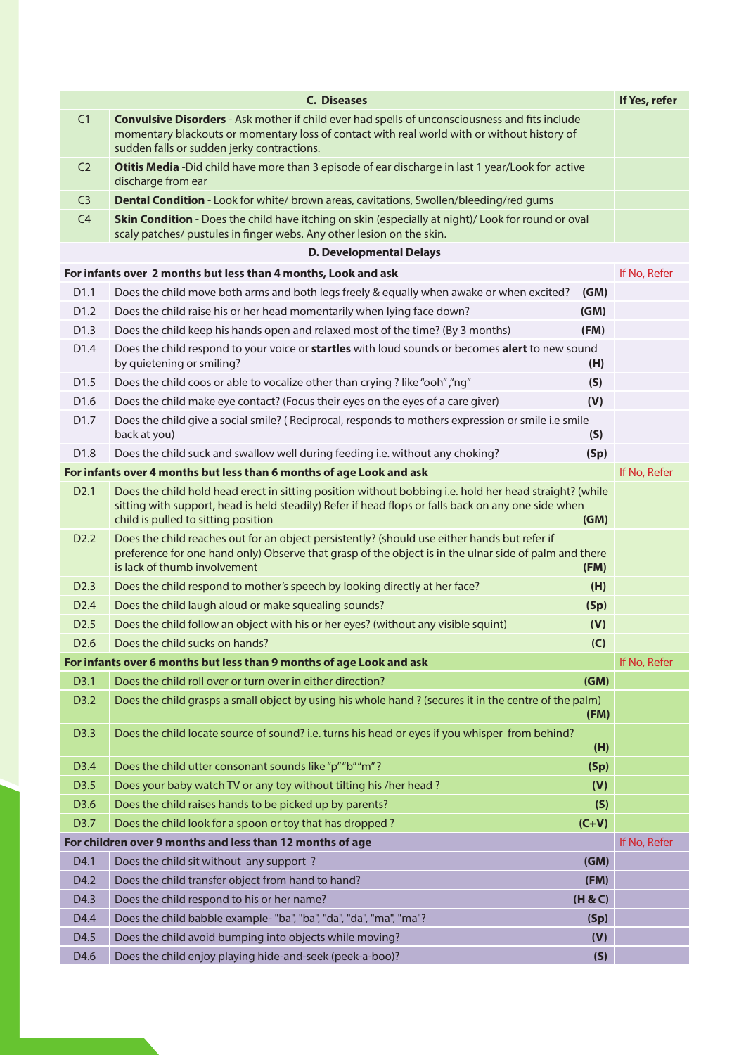| | C. Diseases | If Yes, refer |
|---|---|---|
| C1 | **Convulsive Disorders** - Ask mother if child ever had spells of unconsciousness and fits include momentary blackouts or momentary loss of contact with real world with or without history of sudden falls or sudden jerky contractions. | |
| C2 | **Otitis Media** -Did child have more than 3 episode of ear discharge in last 1 year/Look for active discharge from ear | |
| C3 | **Dental Condition** - Look for white/ brown areas, cavitations, Swollen/bleeding/red gums | |
| C4 | **Skin Condition** - Does the child have itching on skin (especially at night)/ Look for round or oval scaly patches/ pustules in finger webs. Any other lesion on the skin. | |
| | **D. Developmental Delays** | |
| **For infants over 2 months but less than 4 months, Look and ask** | | If No, Refer |
| D1.1 | Does the child move both arms and both legs freely & equally when awake or when excited? **(GM)** | |
| D1.2 | Does the child raise his or her head momentarily when lying face down? **(GM)** | |
| D1.3 | Does the child keep his hands open and relaxed most of the time? (By 3 months) **(FM)** | |
| D1.4 | Does the child respond to your voice or **startles** with loud sounds or becomes **alert** to new sound by quietening or smiling? **(H)** | |
| D1.5 | Does the child coos or able to vocalize other than crying ? like "ooh","ng" **(S)** | |
| D1.6 | Does the child make eye contact? (Focus their eyes on the eyes of a care giver) **(V)** | |
| D1.7 | Does the child give a social smile? ( Reciprocal, responds to mothers expression or smile i.e smile back at you) **(S)** | |
| D1.8 | Does the child suck and swallow well during feeding i.e. without any choking? **(Sp)** | |
| **For infants over 4 months but less than 6 months of age Look and ask** | | If No, Refer |
| D2.1 | Does the child hold head erect in sitting position without bobbing i.e. hold her head straight? (while sitting with support, head is held steadily) Refer if head flops or falls back on any one side when child is pulled to sitting position **(GM)** | |
| D2.2 | Does the child reaches out for an object persistently? (should use either hands but refer if preference for one hand only) Observe that grasp of the object is in the ulnar side of palm and there is lack of thumb involvement **(FM)** | |
| D2.3 | Does the child respond to mother's speech by looking directly at her face? **(H)** | |
| D2.4 | Does the child laugh aloud or make squealing sounds? **(Sp)** | |
| D2.5 | Does the child follow an object with his or her eyes? (without any visible squint) **(V)** | |
| D2.6 | Does the child sucks on hands? **(C)** | |
| **For infants over 6 months but less than 9 months of age Look and ask** | | If No, Refer |
| D3.1 | Does the child roll over or turn over in either direction? **(GM)** | |
| D3.2 | Does the child grasps a small object by using his whole hand ? (secures it in the centre of the palm) **(FM)** | |
| D3.3 | Does the child locate source of sound? i.e. turns his head or eyes if you whisper from behind? **(H)** | |
| D3.4 | Does the child utter consonant sounds like "p""b""m" ? **(Sp)** | |
| D3.5 | Does your baby watch TV or any toy without tilting his /her head ? **(V)** | |
| D3.6 | Does the child raises hands to be picked up by parents? **(S)** | |
| D3.7 | Does the child look for a spoon or toy that has dropped ? **(C+V)** | |
| **For children over 9 months and less than 12 months of age** | | If No, Refer |
| D4.1 | Does the child sit without any support ? **(GM)** | |
| D4.2 | Does the child transfer object from hand to hand? **(FM)** | |
| D4.3 | Does the child respond to his or her name? **(H & C)** | |
| D4.4 | Does the child babble example- "ba", "ba", "da", "da", "ma", "ma"? **(Sp)** | |
| D4.5 | Does the child avoid bumping into objects while moving? **(V)** | |
| D4.6 | Does the child enjoy playing hide-and-seek (peek-a-boo)? **(S)** | |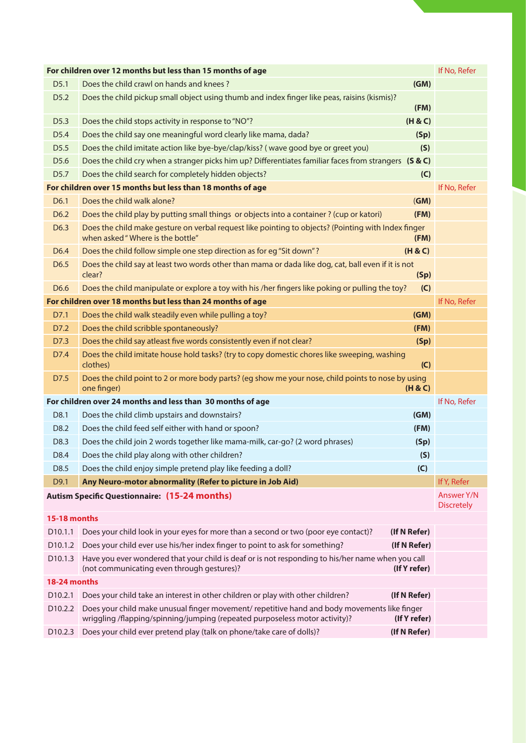| | For children over 12 months but less than 15 months of age | If No, Refer |
|---|---|---|
| D5.1 | Does the child crawl on hands and knees ? **(GM)** | |
| D5.2 | Does the child pickup small object using thumb and index finger like peas, raisins (kismis)? **(FM)** | |
| D5.3 | Does the child stops activity in response to "NO"? **(H & C)** | |
| D5.4 | Does the child say one meaningful word clearly like mama, dada? **(Sp)** | |
| D5.5 | Does the child imitate action like bye-bye/clap/kiss? ( wave good bye or greet you) **(S)** | |
| D5.6 | Does the child cry when a stranger picks him up? Differentiates familiar faces from strangers **(S & C)** | |
| D5.7 | Does the child search for completely hidden objects? **(C)** | |
| | **For children over 15 months but less than 18 months of age** | If No, Refer |
| D6.1 | Does the child walk alone? **(GM)** | |
| D6.2 | Does the child play by putting small things or objects into a container ? (cup or katori) **(FM)** | |
| D6.3 | Does the child make gesture on verbal request like pointing to objects? (Pointing with Index finger when asked " Where is the bottle" **(FM)** | |
| D6.4 | Does the child follow simple one step direction as for eg "Sit down" ? **(H & C)** | |
| D6.5 | Does the child say at least two words other than mama or dada like dog, cat, ball even if it is not clear? **(Sp)** | |
| D6.6 | Does the child manipulate or explore a toy with his /her fingers like poking or pulling the toy? **(C)** | |
| | **For children over 18 months but less than 24 months of age** | If No, Refer |
| D7.1 | Does the child walk steadily even while pulling a toy? **(GM)** | |
| D7.2 | Does the child scribble spontaneously? **(FM)** | |
| D7.3 | Does the child say atleast five words consistently even if not clear? **(Sp)** | |
| D7.4 | Does the child imitate house hold tasks? (try to copy domestic chores like sweeping, washing clothes) **(C)** | |
| D7.5 | Does the child point to 2 or more body parts? (eg show me your nose, child points to nose by using one finger) **(H & C)** | |
| | **For children over 24 months and less than 30 months of age** | If No, Refer |
| D8.1 | Does the child climb upstairs and downstairs? **(GM)** | |
| D8.2 | Does the child feed self either with hand or spoon? **(FM)** | |
| D8.3 | Does the child join 2 words together like mama-milk, car-go? (2 word phrases) **(Sp)** | |
| D8.4 | Does the child play along with other children? **(S)** | |
| D8.5 | Does the child enjoy simple pretend play like feeding a doll? **(C)** | |
| D9.1 | **Any Neuro-motor abnormality (Refer to picture in Job Aid)** | If Y, Refer |
| | **Autism Specific Questionnaire: (15-24 months)** | Answer Y/N Discretely |
| | **15-18 months** | |
| D10.1.1 | Does your child look in your eyes for more than a second or two (poor eye contact)? **(If N Refer)** | |
| D10.1.2 | Does your child ever use his/her index finger to point to ask for something? **(If N Refer)** | |
| D10.1.3 | Have you ever wondered that your child is deaf or is not responding to his/her name when you call (not communicating even through gestures)? **(If Y refer)** | |
| | **18-24 months** | |
| D10.2.1 | Does your child take an interest in other children or play with other children? **(If N Refer)** | |
| D10.2.2 | Does your child make unusual finger movement/ repetitive hand and body movements like finger wriggling /flapping/spinning/jumping (repeated purposeless motor activity)? **(If Y refer)** | |
| D10.2.3 | Does your child ever pretend play (talk on phone/take care of dolls)? **(If N Refer)** | |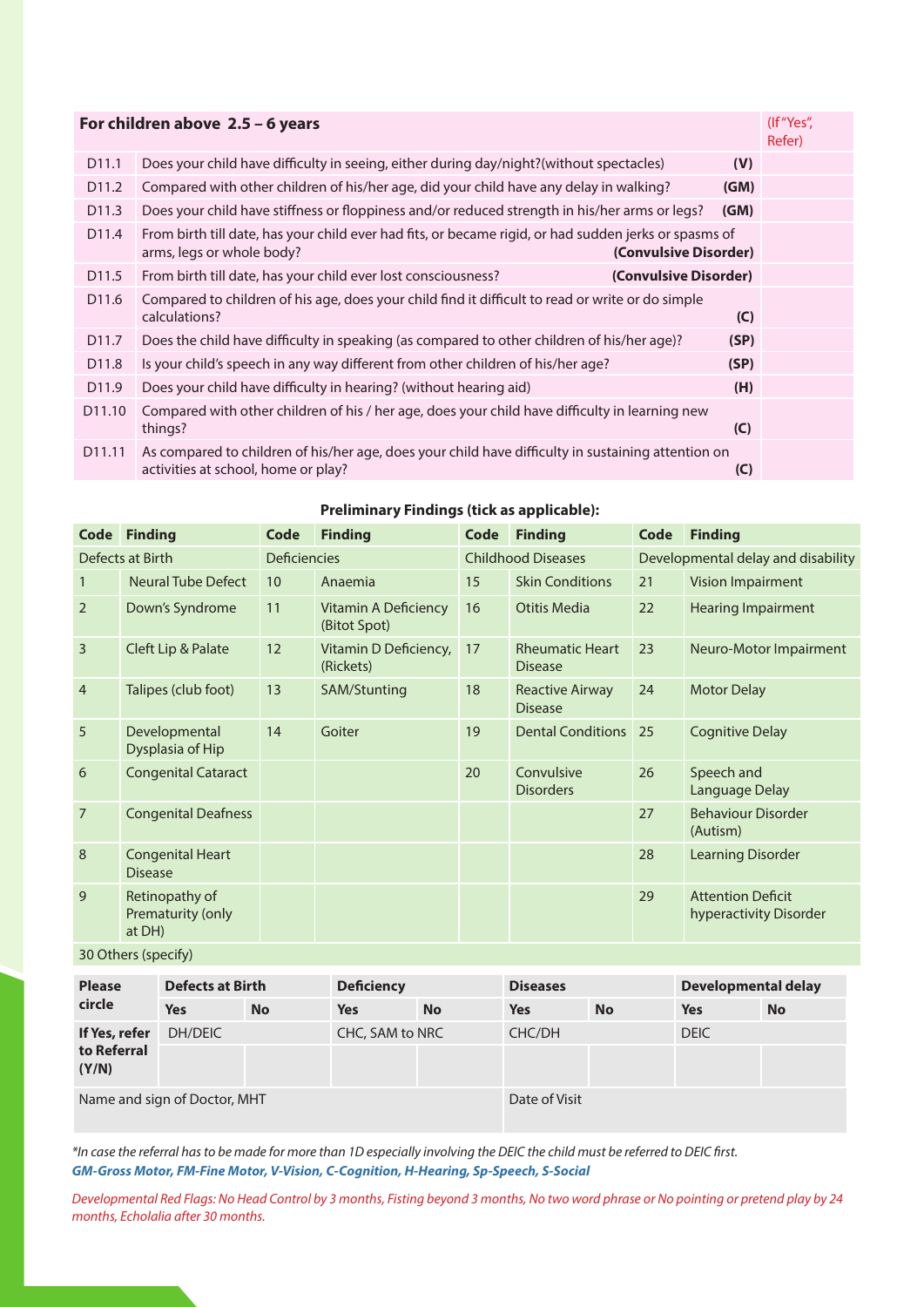| For children above 2.5 – 6 years | | (If "Yes", Refer) |
|---|---|---|
| D11.1 | Does your child have difficulty in seeing, either during day/night?(without spectacles) **(V)** | |
| D11.2 | Compared with other children of his/her age, did your child have any delay in walking? **(GM)** | |
| D11.3 | Does your child have stiffness or floppiness and/or reduced strength in his/her arms or legs? **(GM)** | |
| D11.4 | From birth till date, has your child ever had fits, or became rigid, or had sudden jerks or spasms of arms, legs or whole body? **(Convulsive Disorder)** | |
| D11.5 | From birth till date, has your child ever lost consciousness? **(Convulsive Disorder)** | |
| D11.6 | Compared to children of his age, does your child find it difficult to read or write or do simple calculations? **(C)** | |
| D11.7 | Does the child have difficulty in speaking (as compared to other children of his/her age)? **(SP)** | |
| D11.8 | Is your child's speech in any way different from other children of his/her age? **(SP)** | |
| D11.9 | Does your child have difficulty in hearing? (without hearing aid) **(H)** | |
| D11.10 | Compared with other children of his / her age, does your child have difficulty in learning new things? **(C)** | |
| D11.11 | As compared to children of his/her age, does your child have difficulty in sustaining attention on activities at school, home or play? **(C)** | |

**Preliminary Findings (tick as applicable):**

| Code | Finding | Code | Finding | Code | Finding | Code | Finding |
|---|---|---|---|---|---|---|---|
| Defects at Birth | | Deficiencies | | Childhood Diseases | | Developmental delay and disability | |
| 1 | Neural Tube Defect | 10 | Anaemia | 15 | Skin Conditions | 21 | Vision Impairment |
| 2 | Down's Syndrome | 11 | Vitamin A Deficiency (Bitot Spot) | 16 | Otitis Media | 22 | Hearing Impairment |
| 3 | Cleft Lip & Palate | 12 | Vitamin D Deficiency, (Rickets) | 17 | Rheumatic Heart Disease | 23 | Neuro-Motor Impairment |
| 4 | Talipes (club foot) | 13 | SAM/Stunting | 18 | Reactive Airway Disease | 24 | Motor Delay |
| 5 | Developmental Dysplasia of Hip | 14 | Goiter | 19 | Dental Conditions | 25 | Cognitive Delay |
| 6 | Congenital Cataract | | | 20 | Convulsive Disorders | 26 | Speech and Language Delay |
| 7 | Congenital Deafness | | | | | 27 | Behaviour Disorder (Autism) |
| 8 | Congenital Heart Disease | | | | | 28 | Learning Disorder |
| 9 | Retinopathy of Prematurity (only at DH) | | | | | 29 | Attention Deficit hyperactivity Disorder |
| 30 Others (specify) | | | | | | | |

| Please circle | Defects at Birth | | Deficiency | | Diseases | | Developmental delay | |
|---|---|---|---|---|---|---|---|---|
| | Yes | No | Yes | No | Yes | No | Yes | No |
| If Yes, refer to Referral (Y/N) | DH/DEIC | | CHC, SAM to NRC | | CHC/DH | | DEIC | |
| | | | | | | | | |
| Name and sign of Doctor, MHT | | | | | Date of Visit | | | |

*\*In case the referral has to be made for more than 1D especially involving the DEIC the child must be referred to DEIC first.*

***GM-Gross Motor, FM-Fine Motor, V-Vision, C-Cognition, H-Hearing, Sp-Speech, S-Social***

*Developmental Red Flags: No Head Control by 3 months, Fisting beyond 3 months, No two word phrase or No pointing or pretend play by 24 months, Echolalia after 30 months.*